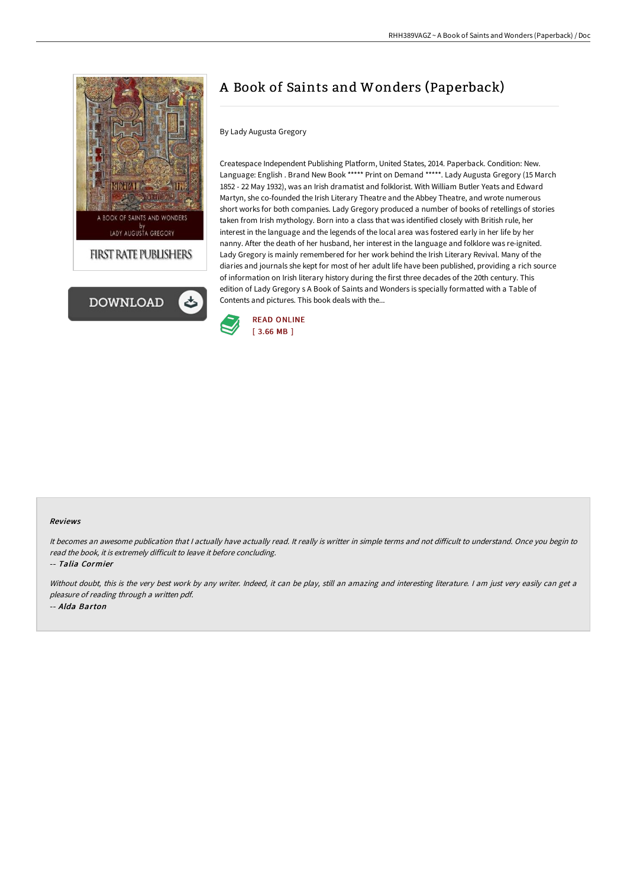# A Book of Saints and Wonders (Paperback)

By Lady Augusta Gregory

Createspace Independent Publishing Platform, United States, 2014. Paperback. Condition: New. Language: English . Brand New Book ***** Print on Demand *****. Lady Augusta Gregory (15 March 1852 - 22 May 1932), was an Irish dramatist and folklorist. With William Butler Yeats and Edward Martyn, she co-founded the Irish Literary Theatre and the Abbey Theatre, and wrote numerous short works for both companies. Lady Gregory produced a number of books of retellings of stories taken from Irish mythology. Born into a class that was identified closely with British rule, her interest in the language and the legends of the local area was fostered early in her life by her nanny. After the death of her husband, her interest in the language and folklore was re-ignited. Lady Gregory is mainly remembered for her work behind the Irish Literary Revival. Many of the diaries and journals she kept for most of her adult life have been published, providing a rich source of information on Irish literary history during the first three decades of the 20th century. This edition of Lady Gregory s A Book of Saints and Wonders is specially formatted with a Table of Contents and pictures. This book deals with the...

READ ONLINE
[ 3.66 MB ]

### Reviews

*It becomes an awesome publication that I actually have actually read. It really is writter in simple terms and not difficult to understand. Once you begin to read the book, it is extremely difficult to leave it before concluding.*

*-- Talia Cormier*

*Without doubt, this is the very best work by any writer. Indeed, it can be play, still an amazing and interesting literature. I am just very easily can get a pleasure of reading through a written pdf.*

*-- Alda Barton*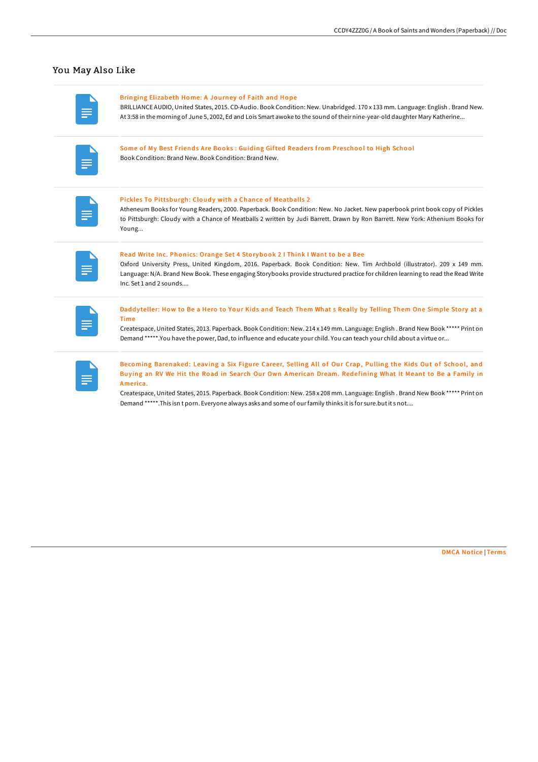## You May Also Like

### Bringing Elizabeth Home: A Journey of Faith and Hope

BRILLIANCE AUDIO, United States, 2015. CD-Audio. Book Condition: New. Unabridged. 170 x 133 mm. Language: English . Brand New. At 3:58 in the morning of June 5, 2002, Ed and Lois Smart awoke to the sound of their nine-year-old daughter Mary Katherine...

### Some of My Best Friends Are Books : Guiding Gifted Readers from Preschool to High School

Book Condition: Brand New. Book Condition: Brand New.

### Pickles To Pittsburgh: Cloudy with a Chance of Meatballs 2

Atheneum Books for Young Readers, 2000. Paperback. Book Condition: New. No Jacket. New paperbook print book copy of Pickles to Pittsburgh: Cloudy with a Chance of Meatballs 2 written by Judi Barrett. Drawn by Ron Barrett. New York: Athenium Books for Young...

### Read Write Inc. Phonics: Orange Set 4 Storybook 2 I Think I Want to be a Bee

Oxford University Press, United Kingdom, 2016. Paperback. Book Condition: New. Tim Archbold (illustrator). 209 x 149 mm. Language: N/A. Brand New Book. These engaging Storybooks provide structured practice for children learning to read the Read Write Inc. Set 1 and 2 sounds....

### Daddyteller: How to Be a Hero to Your Kids and Teach Them What s Really by Telling Them One Simple Story at a Time

Createspace, United States, 2013. Paperback. Book Condition: New. 214 x 149 mm. Language: English . Brand New Book ***** Print on Demand *****.You have the power, Dad, to influence and educate your child. You can teach your child about a virtue or...

### Becoming Barenaked: Leaving a Six Figure Career, Selling All of Our Crap, Pulling the Kids Out of School, and Buying an RV We Hit the Road in Search Our Own American Dream. Redefining What It Meant to Be a Family in America.

Createspace, United States, 2015. Paperback. Book Condition: New. 258 x 208 mm. Language: English . Brand New Book ***** Print on Demand *****.This isn t porn. Everyone always asks and some of our family thinks it is for sure.but it s not....

DMCA Notice | Terms